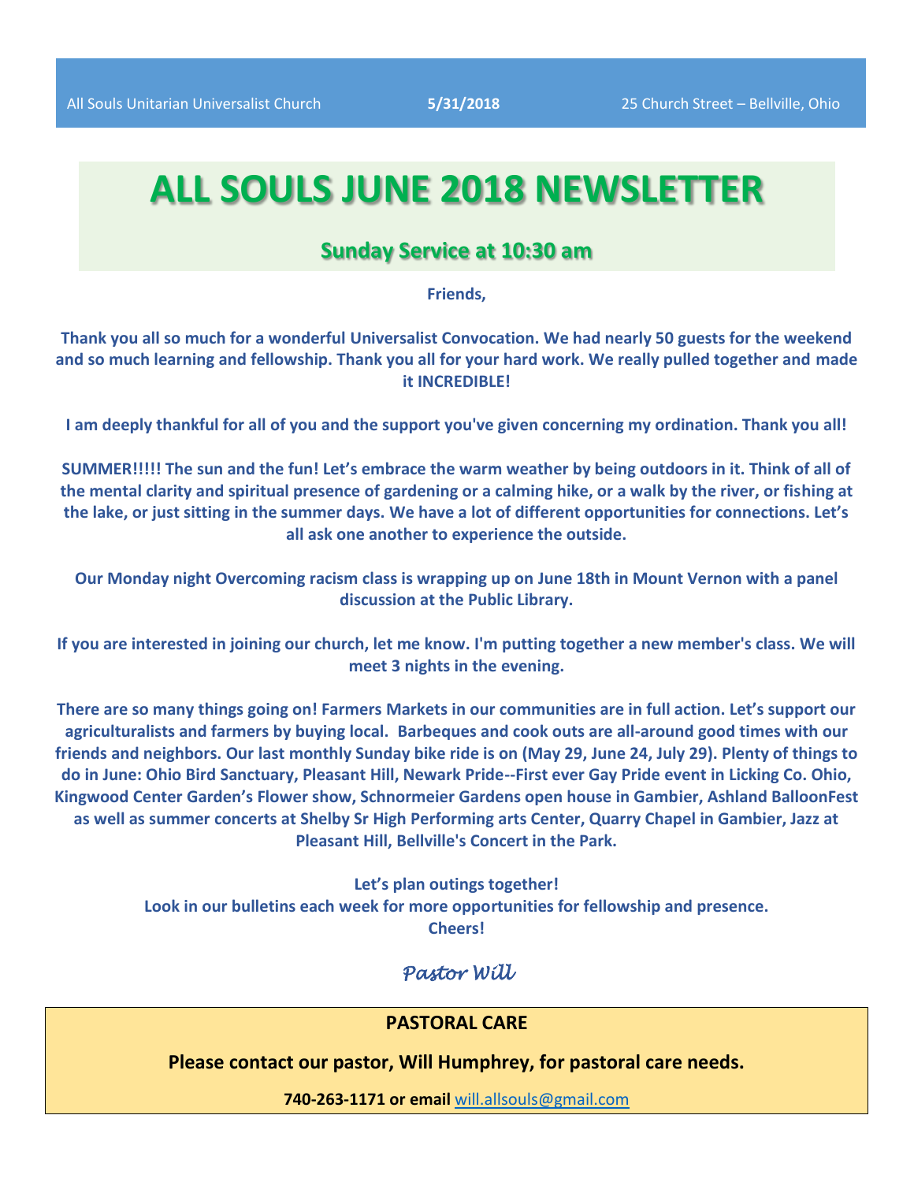All Souls Unitarian Universalist Church **5/31/2018** 25 Church Street – Bellville, Ohio

# ALL SOULS JUNE 2018 NEWSLETTER

## Sunday Service at 10:30 am

**Friends,**

**Thank you all so much for a wonderful Universalist Convocation. We had nearly 50 guests for the weekend and so much learning and fellowship. Thank you all for your hard work. We really pulled together and made it INCREDIBLE!**

**I am deeply thankful for all of you and the support you've given concerning my ordination. Thank you all!**

**SUMMER!!!!! The sun and the fun! Let's embrace the warm weather by being outdoors in it. Think of all of the mental clarity and spiritual presence of gardening or a calming hike, or a walk by the river, or fishing at the lake, or just sitting in the summer days. We have a lot of different opportunities for connections. Let's all ask one another to experience the outside.**

**Our Monday night Overcoming racism class is wrapping up on June 18th in Mount Vernon with a panel discussion at the Public Library.**

**If you are interested in joining our church, let me know. I'm putting together a new member's class. We will meet 3 nights in the evening.**

**There are so many things going on! Farmers Markets in our communities are in full action. Let's support our agriculturalists and farmers by buying local. Barbeques and cook outs are all-around good times with our friends and neighbors. Our last monthly Sunday bike ride is on (May 29, June 24, July 29). Plenty of things to do in June: Ohio Bird Sanctuary, Pleasant Hill, Newark Pride--First ever Gay Pride event in Licking Co. Ohio, Kingwood Center Garden's Flower show, Schnormeier Gardens open house in Gambier, Ashland BalloonFest as well as summer concerts at Shelby Sr High Performing arts Center, Quarry Chapel in Gambier, Jazz at Pleasant Hill, Bellville's Concert in the Park.**

**Let's plan outings together!**
**Look in our bulletins each week for more opportunities for fellowship and presence.**
**Cheers!**

*Pastor Will*

**PASTORAL CARE**

**Please contact our pastor, Will Humphrey, for pastoral care needs.**

**740-263-1171 or email** will.allsouls@gmail.com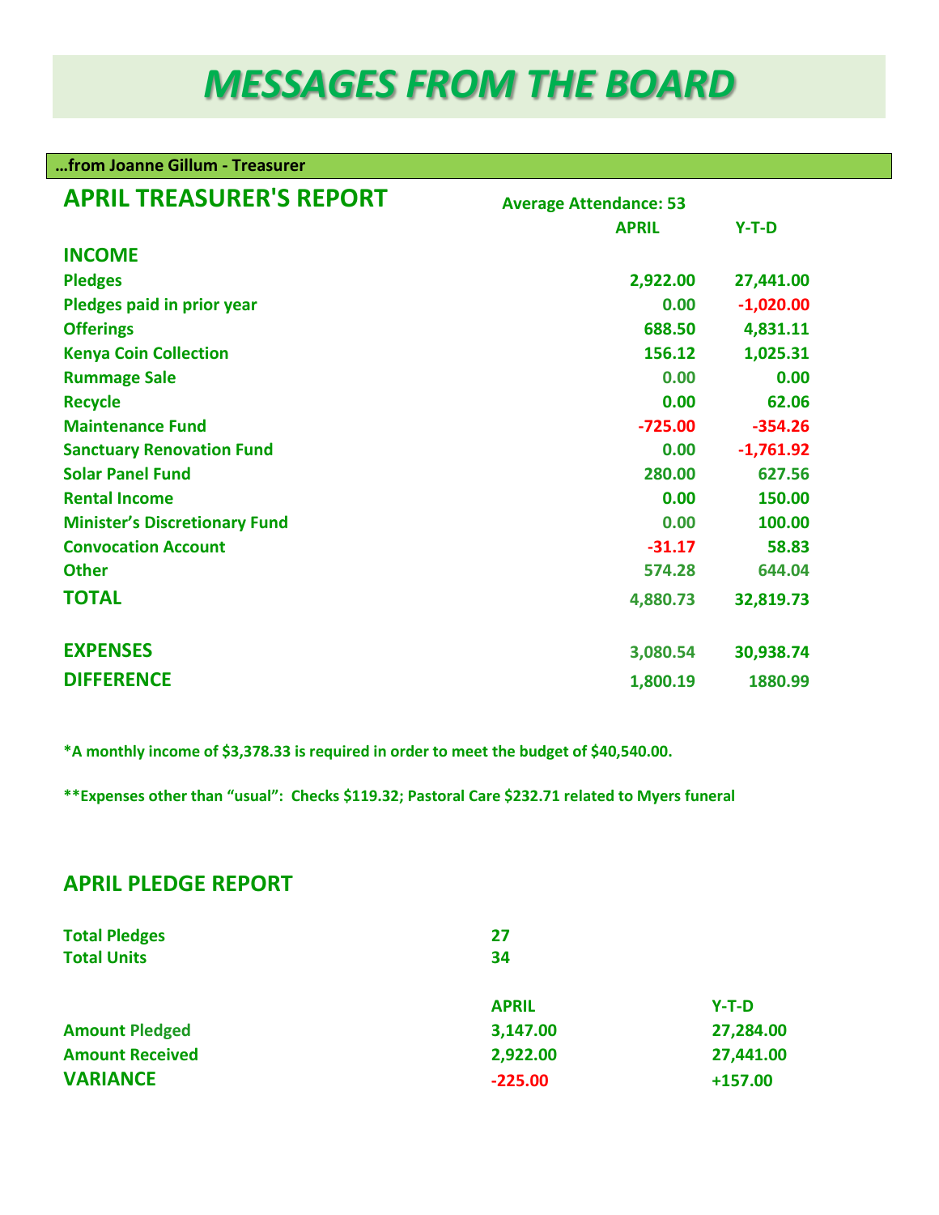# MESSAGES FROM THE BOARD

**…from Joanne Gillum - Treasurer**

## APRIL TREASURER'S REPORT

**Average Attendance: 53**

| | APRIL | Y-T-D |
|---|---|---|
| **INCOME** | | |
| Pledges | 2,922.00 | 27,441.00 |
| Pledges paid in prior year | 0.00 | -1,020.00 |
| Offerings | 688.50 | 4,831.11 |
| Kenya Coin Collection | 156.12 | 1,025.31 |
| Rummage Sale | 0.00 | 0.00 |
| Recycle | 0.00 | 62.06 |
| Maintenance Fund | -725.00 | -354.26 |
| Sanctuary Renovation Fund | 0.00 | -1,761.92 |
| Solar Panel Fund | 280.00 | 627.56 |
| Rental Income | 0.00 | 150.00 |
| Minister's Discretionary Fund | 0.00 | 100.00 |
| Convocation Account | -31.17 | 58.83 |
| Other | 574.28 | 644.04 |
| **TOTAL** | 4,880.73 | 32,819.73 |
| **EXPENSES** | 3,080.54 | 30,938.74 |
| **DIFFERENCE** | 1,800.19 | 1880.99 |

*A monthly income of $3,378.33 is required in order to meet the budget of $40,540.00.

**Expenses other than "usual": Checks $119.32; Pastoral Care $232.71 related to Myers funeral

## APRIL PLEDGE REPORT

| | |
|---|---|
| Total Pledges | 27 |
| Total Units | 34 |

| | APRIL | Y-T-D |
|---|---|---|
| Amount Pledged | 3,147.00 | 27,284.00 |
| Amount Received | 2,922.00 | 27,441.00 |
| **VARIANCE** | -225.00 | +157.00 |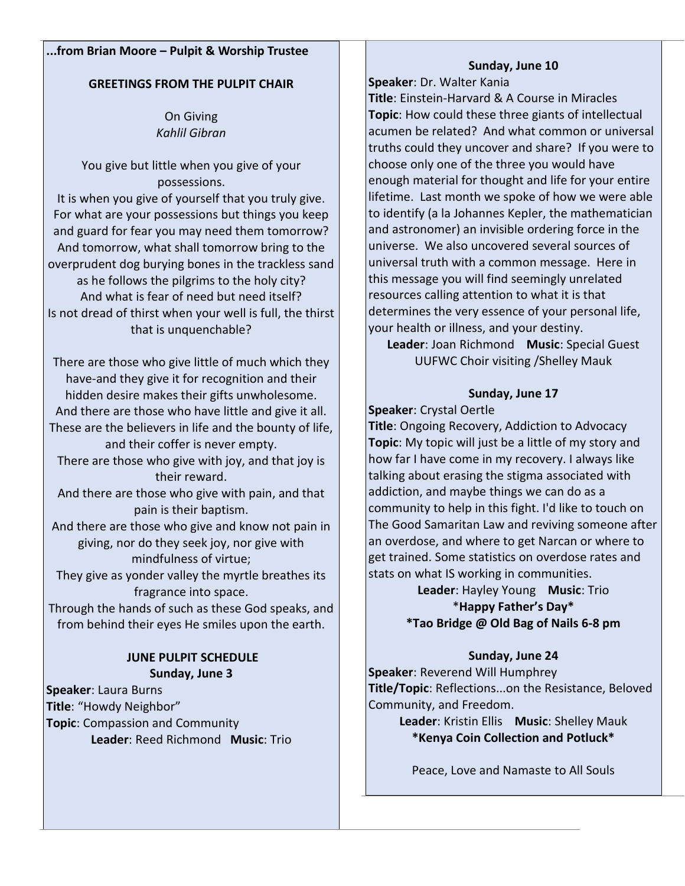...**from Brian Moore – Pulpit & Worship Trustee**

## GREETINGS FROM THE PULPIT CHAIR

On Giving
*Kahlil Gibran*

You give but little when you give of your possessions.
It is when you give of yourself that you truly give.
For what are your possessions but things you keep and guard for fear you may need them tomorrow?
And tomorrow, what shall tomorrow bring to the overprudent dog burying bones in the trackless sand as he follows the pilgrims to the holy city?
And what is fear of need but need itself?
Is not dread of thirst when your well is full, the thirst that is unquenchable?

There are those who give little of much which they have-and they give it for recognition and their hidden desire makes their gifts unwholesome.
And there are those who have little and give it all.
These are the believers in life and the bounty of life, and their coffer is never empty.
There are those who give with joy, and that joy is their reward.
And there are those who give with pain, and that pain is their baptism.
And there are those who give and know not pain in giving, nor do they seek joy, nor give with mindfulness of virtue;
They give as yonder valley the myrtle breathes its fragrance into space.
Through the hands of such as these God speaks, and from behind their eyes He smiles upon the earth.

## JUNE PULPIT SCHEDULE

### Sunday, June 3

**Speaker**: Laura Burns
**Title**: "Howdy Neighbor"
**Topic**: Compassion and Community
**Leader**: Reed Richmond **Music**: Trio

### Sunday, June 10

**Speaker**: Dr. Walter Kania
**Title**: Einstein-Harvard & A Course in Miracles
**Topic**: How could these three giants of intellectual acumen be related? And what common or universal truths could they uncover and share? If you were to choose only one of the three you would have enough material for thought and life for your entire lifetime. Last month we spoke of how we were able to identify (a la Johannes Kepler, the mathematician and astronomer) an invisible ordering force in the universe. We also uncovered several sources of universal truth with a common message. Here in this message you will find seemingly unrelated resources calling attention to what it is that determines the very essence of your personal life, your health or illness, and your destiny.
**Leader**: Joan Richmond **Music**: Special Guest UUFWC Choir visiting /Shelley Mauk

### Sunday, June 17

**Speaker**: Crystal Oertle
**Title**: Ongoing Recovery, Addiction to Advocacy
**Topic**: My topic will just be a little of my story and how far I have come in my recovery. I always like talking about erasing the stigma associated with addiction, and maybe things we can do as a community to help in this fight. I'd like to touch on The Good Samaritan Law and reviving someone after an overdose, and where to get Narcan or where to get trained. Some statistics on overdose rates and stats on what IS working in communities.
**Leader**: Hayley Young **Music**: Trio
***Happy Father's Day***
***Tao Bridge @ Old Bag of Nails 6-8 pm***

### Sunday, June 24

**Speaker**: Reverend Will Humphrey
**Title/Topic**: Reflections...on the Resistance, Beloved Community, and Freedom.
**Leader**: Kristin Ellis **Music**: Shelley Mauk
***Kenya Coin Collection and Potluck***

Peace, Love and Namaste to All Souls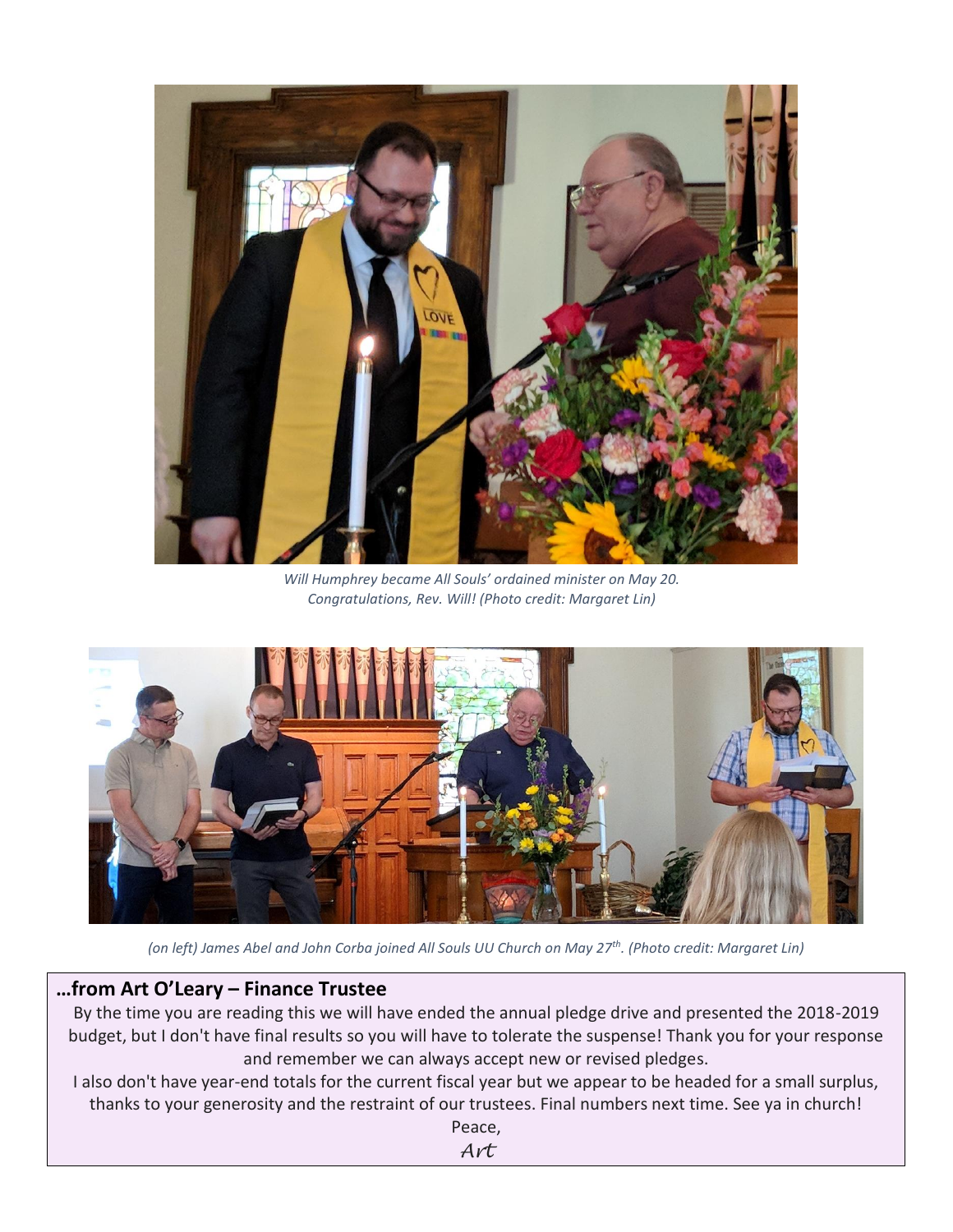*Will Humphrey became All Souls' ordained minister on May 20. Congratulations, Rev. Will! (Photo credit: Margaret Lin)*

*(on left) James Abel and John Corba joined All Souls UU Church on May 27th. (Photo credit: Margaret Lin)*

## …from Art O'Leary – Finance Trustee

By the time you are reading this we will have ended the annual pledge drive and presented the 2018-2019 budget, but I don't have final results so you will have to tolerate the suspense! Thank you for your response and remember we can always accept new or revised pledges.

I also don't have year-end totals for the current fiscal year but we appear to be headed for a small surplus, thanks to your generosity and the restraint of our trustees. Final numbers next time. See ya in church!

Peace,

*Art*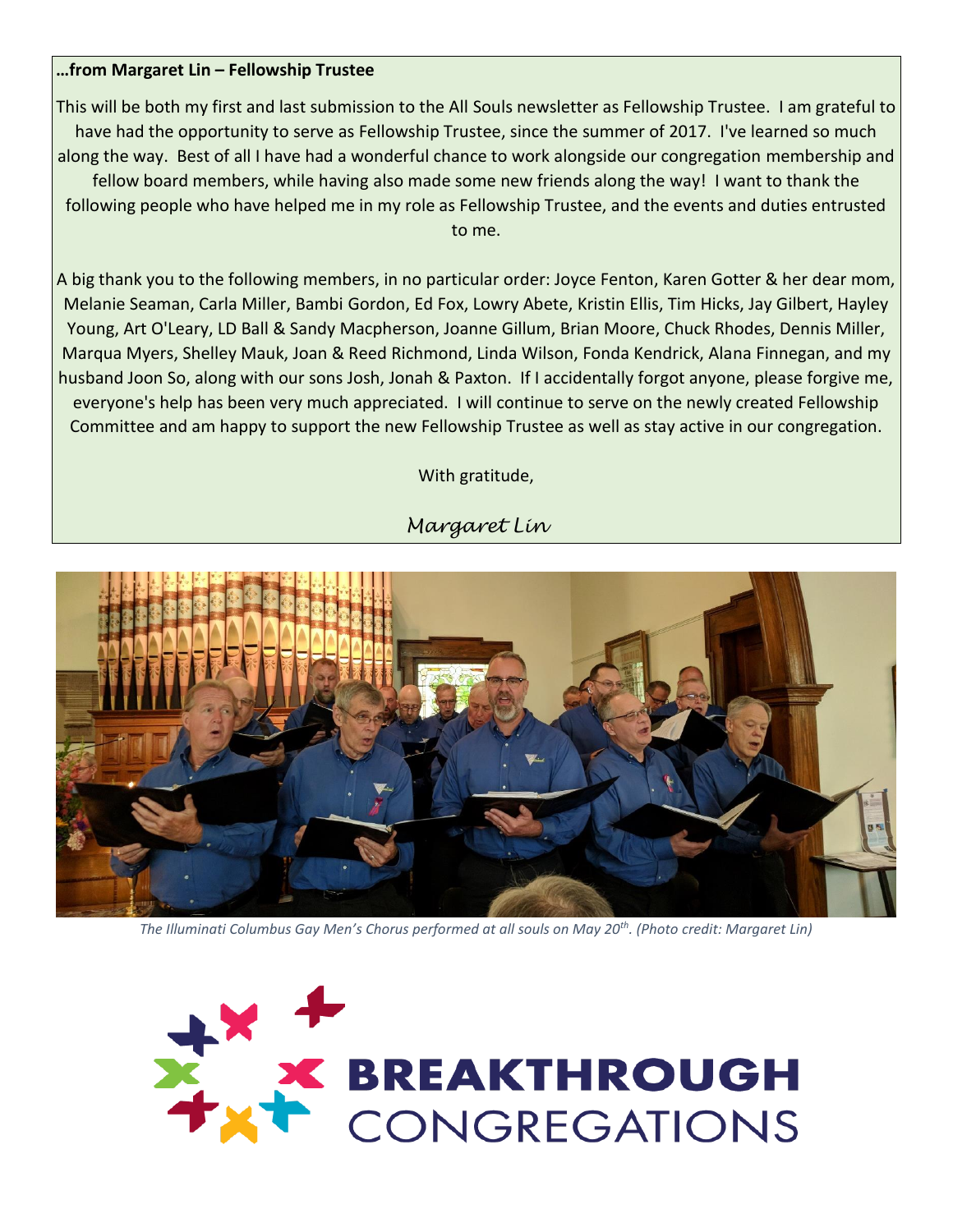**…from Margaret Lin – Fellowship Trustee**

This will be both my first and last submission to the All Souls newsletter as Fellowship Trustee. I am grateful to have had the opportunity to serve as Fellowship Trustee, since the summer of 2017. I've learned so much along the way. Best of all I have had a wonderful chance to work alongside our congregation membership and fellow board members, while having also made some new friends along the way! I want to thank the following people who have helped me in my role as Fellowship Trustee, and the events and duties entrusted to me.

A big thank you to the following members, in no particular order: Joyce Fenton, Karen Gotter & her dear mom, Melanie Seaman, Carla Miller, Bambi Gordon, Ed Fox, Lowry Abete, Kristin Ellis, Tim Hicks, Jay Gilbert, Hayley Young, Art O'Leary, LD Ball & Sandy Macpherson, Joanne Gillum, Brian Moore, Chuck Rhodes, Dennis Miller, Marqua Myers, Shelley Mauk, Joan & Reed Richmond, Linda Wilson, Fonda Kendrick, Alana Finnegan, and my husband Joon So, along with our sons Josh, Jonah & Paxton. If I accidentally forgot anyone, please forgive me, everyone's help has been very much appreciated. I will continue to serve on the newly created Fellowship Committee and am happy to support the new Fellowship Trustee as well as stay active in our congregation.

With gratitude,

*Margaret Lin*

*The Illuminati Columbus Gay Men's Chorus performed at all souls on May 20th. (Photo credit: Margaret Lin)*

BREAKTHROUGH CONGREGATIONS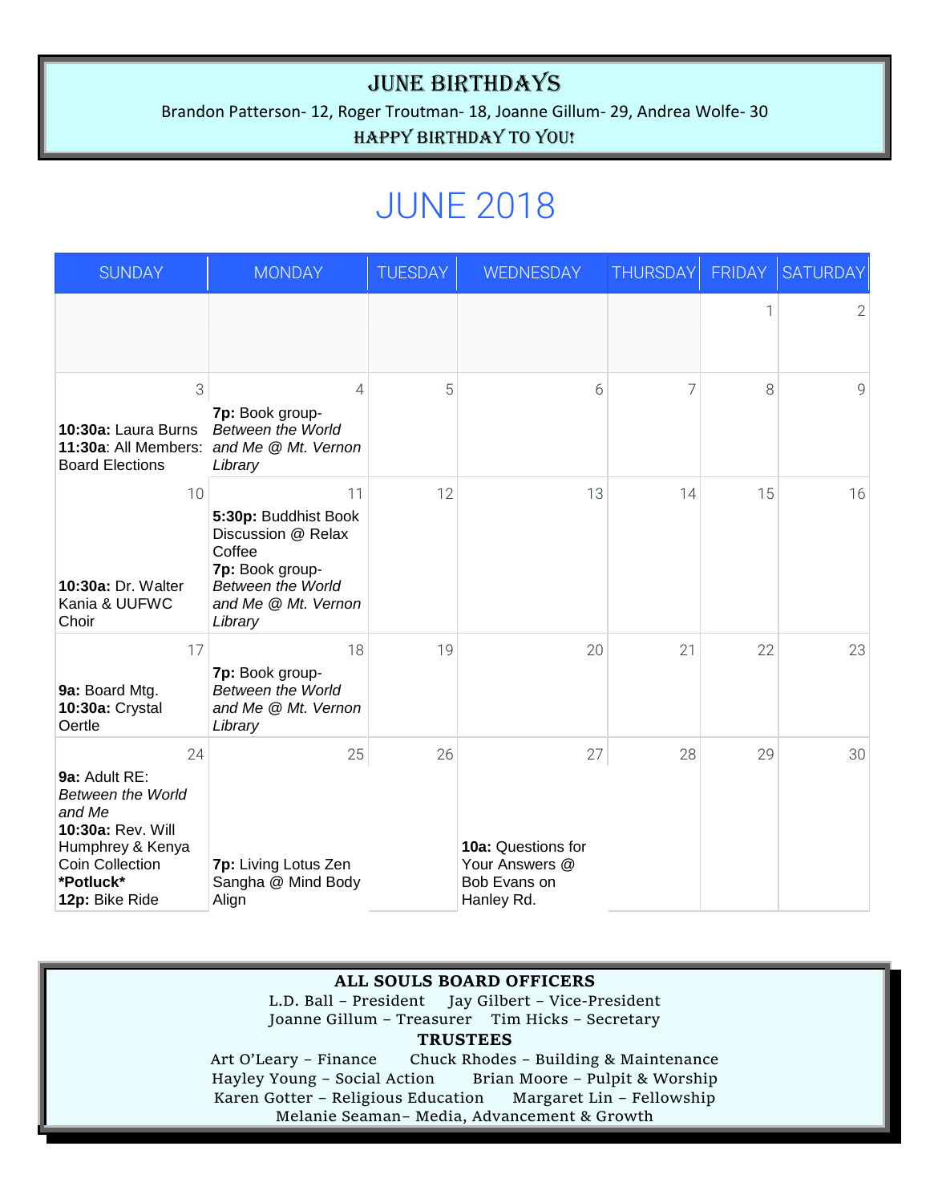## JUNE BIRTHDAYS

Brandon Patterson- 12, Roger Troutman- 18, Joanne Gillum- 29, Andrea Wolfe- 30

**HAPPY BIRTHDAY TO YOU!**

# JUNE 2018

| SUNDAY | MONDAY | TUESDAY | WEDNESDAY | THURSDAY | FRIDAY | SATURDAY |
|---|---|---|---|---|---|---|
| | | | | | 1 | 2 |
| 3 **10:30a:** Laura Burns **11:30a**: All Members: Board Elections | 4 **7p:** Book group- *Between the World and Me @ Mt. Vernon Library* | 5 | 6 | 7 | 8 | 9 |
| 10 **10:30a:** Dr. Walter Kania & UUFWC Choir | 11 **5:30p:** Buddhist Book Discussion @ Relax Coffee **7p:** Book group- *Between the World and Me @ Mt. Vernon Library* | 12 | 13 | 14 | 15 | 16 |
| 17 **9a:** Board Mtg. **10:30a:** Crystal Oertle | 18 **7p:** Book group- *Between the World and Me @ Mt. Vernon Library* | 19 | 20 | 21 | 22 | 23 |
| 24 **9a:** Adult RE: *Between the World and Me* **10:30a:** Rev. Will Humphrey & Kenya Coin Collection ***Potluck*** **12p:** Bike Ride | 25 **7p:** Living Lotus Zen Sangha @ Mind Body Align | 26 | 27 **10a:** Questions for Your Answers @ Bob Evans on Hanley Rd. | 28 | 29 | 30 |

**ALL SOULS BOARD OFFICERS**

L.D. Ball – President    Jay Gilbert – Vice-President

Joanne Gillum – Treasurer    Tim Hicks – Secretary

**TRUSTEES**

Art O'Leary – Finance    Chuck Rhodes – Building & Maintenance

Hayley Young – Social Action    Brian Moore – Pulpit & Worship

Karen Gotter – Religious Education    Margaret Lin – Fellowship

Melanie Seaman– Media, Advancement & Growth